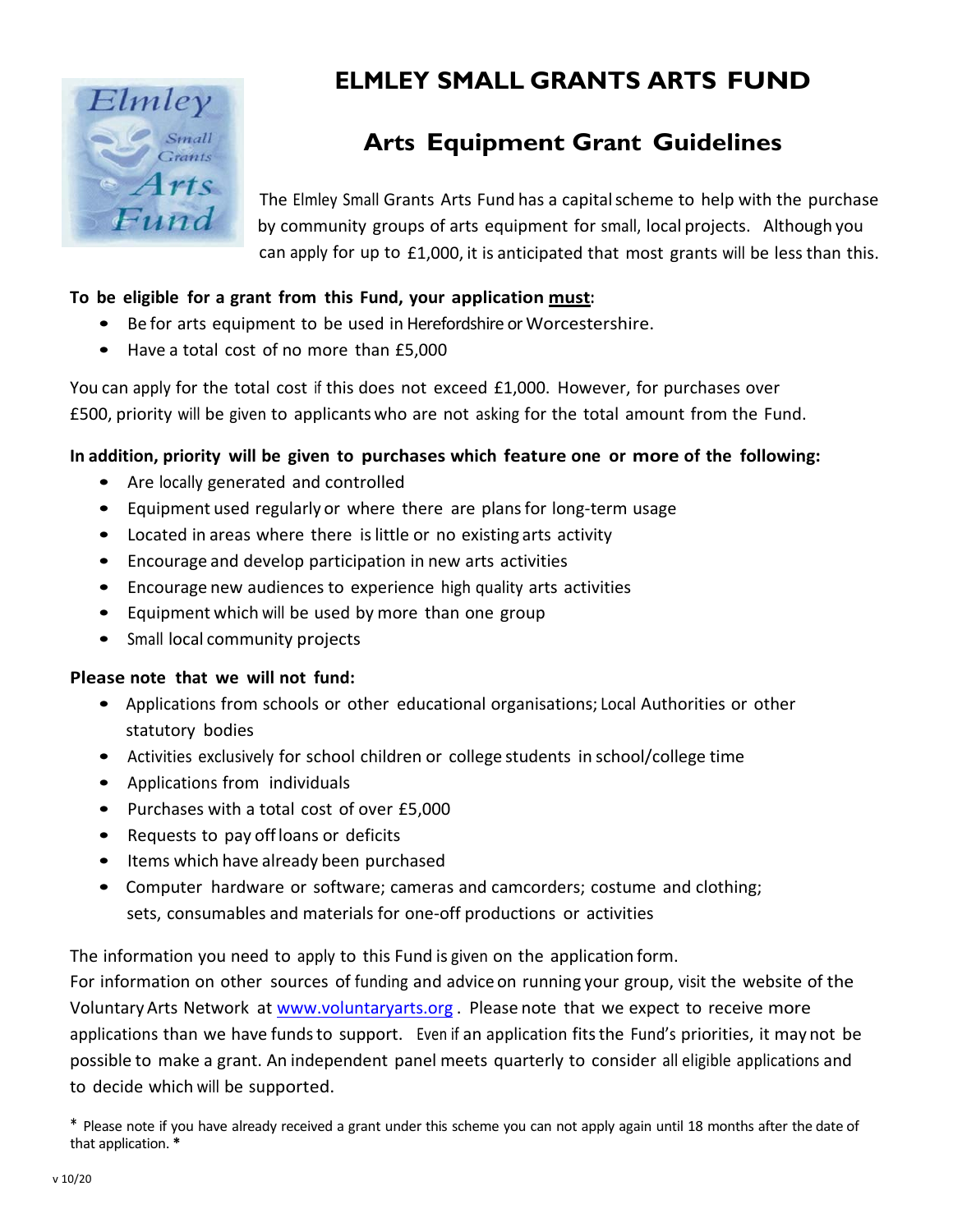# ELMLEY SMALL GRANTS ARTS FUND

## Arts Equipment Grant Guidelines

The Elmley Small Grants Arts Fund has a capital scheme to help with the purchase by community groups of arts equipment for small, local projects. Although you can apply for up to £1,000, it is anticipated that most grants will be less than this.

**To be eligible for a grant from this Fund, your application <u>must</u>:**

- Be for arts equipment to be used in Herefordshire or Worcestershire.
- Have a total cost of no more than £5,000

You can apply for the total cost if this does not exceed £1,000. However, for purchases over £500, priority will be given to applicants who are not asking for the total amount from the Fund.

**In addition, priority will be given to purchases which feature one or more of the following:**

- Are locally generated and controlled
- Equipment used regularly or where there are plans for long-term usage
- Located in areas where there is little or no existing arts activity
- Encourage and develop participation in new arts activities
- Encourage new audiences to experience high quality arts activities
- Equipment which will be used by more than one group
- Small local community projects

**Please note that we will not fund:**

- Applications from schools or other educational organisations; Local Authorities or other statutory bodies
- Activities exclusively for school children or college students in school/college time
- Applications from individuals
- Purchases with a total cost of over £5,000
- Requests to pay off loans or deficits
- Items which have already been purchased
- Computer hardware or software; cameras and camcorders; costume and clothing; sets, consumables and materials for one-off productions or activities

The information you need to apply to this Fund is given on the application form.
For information on other sources of funding and advice on running your group, visit the website of the Voluntary Arts Network at [www.voluntaryarts.org](http://www.voluntaryarts.org). Please note that we expect to receive more applications than we have funds to support. Even if an application fits the Fund's priorities, it may not be possible to make a grant. An independent panel meets quarterly to consider all eligible applications and to decide which will be supported.

\* Please note if you have already received a grant under this scheme you can not apply again until 18 months after the date of that application. *

v 10/20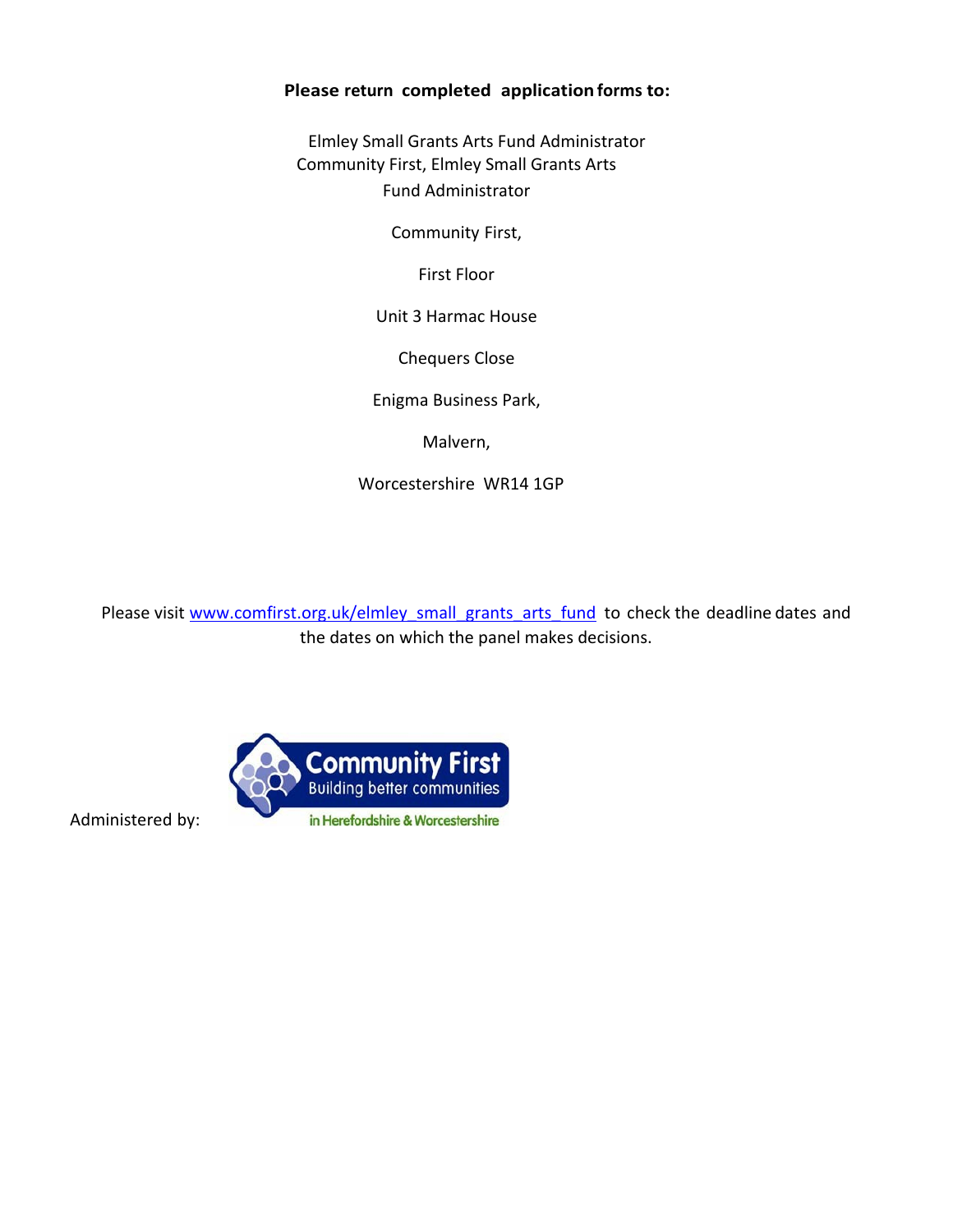**Please return completed application forms to:**

Elmley Small Grants Arts Fund Administrator
Community First, Elmley Small Grants Arts
Fund Administrator

Community First,

First Floor

Unit 3 Harmac House

Chequers Close

Enigma Business Park,

Malvern,

Worcestershire WR14 1GP

Please visit www.comfirst.org.uk/elmley_small_grants_arts_fund to check the deadline dates and the dates on which the panel makes decisions.

Administered by: Community First Building better communities in Herefordshire & Worcestershire